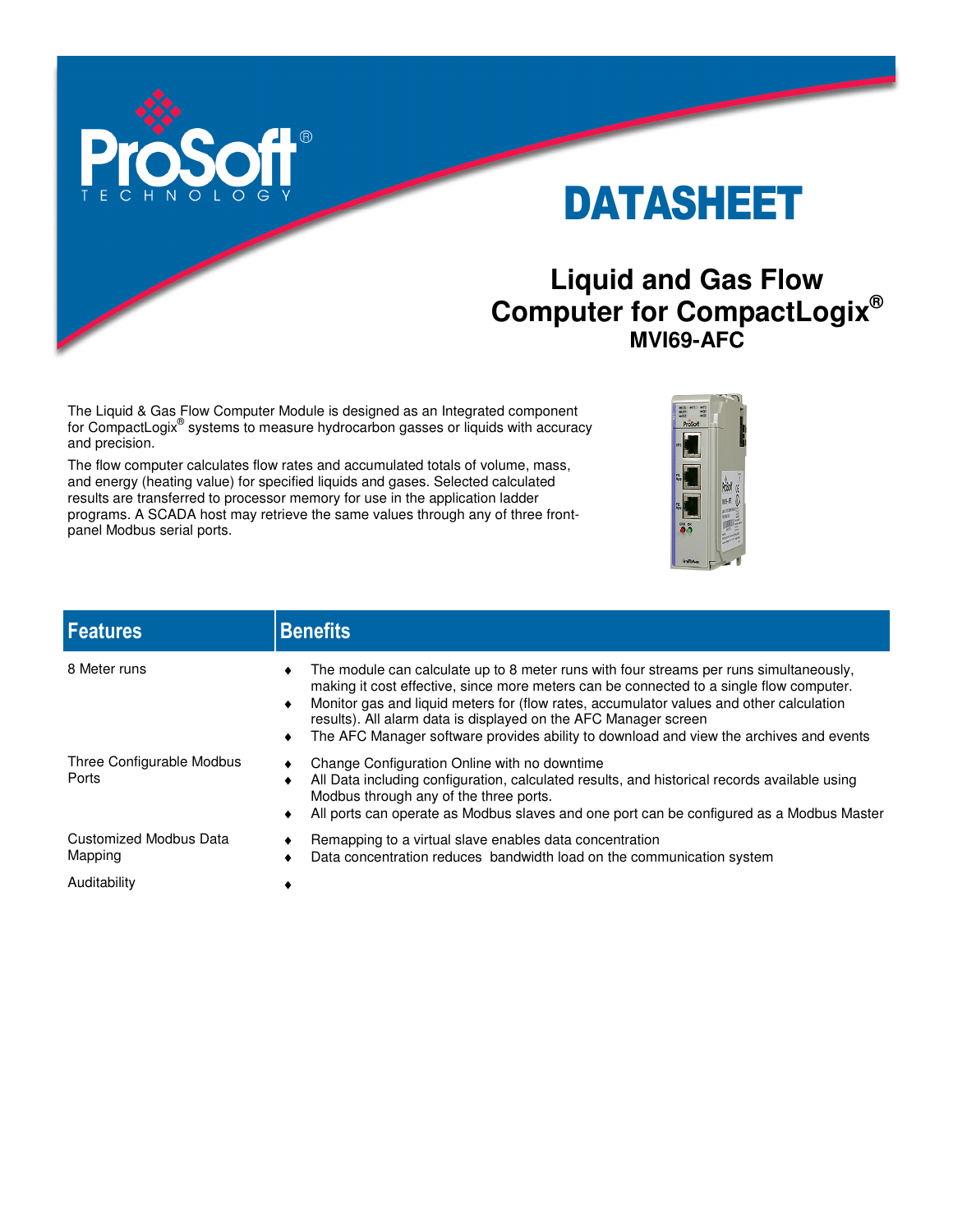ProSoft® TECHNOLOGY

# DATASHEET

## Liquid and Gas Flow Computer for CompactLogix®

### MVI69-AFC

The Liquid & Gas Flow Computer Module is designed as an Integrated component for CompactLogix® systems to measure hydrocarbon gasses or liquids with accuracy and precision.

The flow computer calculates flow rates and accumulated totals of volume, mass, and energy (heating value) for specified liquids and gases. Selected calculated results are transferred to processor memory for use in the application ladder programs. A SCADA host may retrieve the same values through any of three front-panel Modbus serial ports.

| Features | Benefits |
|---|---|
| 8 Meter runs | ♦ The module can calculate up to 8 meter runs with four streams per runs simultaneously, making it cost effective, since more meters can be connected to a single flow computer.<br>♦ Monitor gas and liquid meters for (flow rates, accumulator values and other calculation results). All alarm data is displayed on the AFC Manager screen<br>♦ The AFC Manager software provides ability to download and view the archives and events |
| Three Configurable Modbus Ports | ♦ Change Configuration Online with no downtime<br>♦ All Data including configuration, calculated results, and historical records available using Modbus through any of the three ports.<br>♦ All ports can operate as Modbus slaves and one port can be configured as a Modbus Master |
| Customized Modbus Data Mapping | ♦ Remapping to a virtual slave enables data concentration<br>♦ Data concentration reduces bandwidth load on the communication system |
| Auditability | ♦ |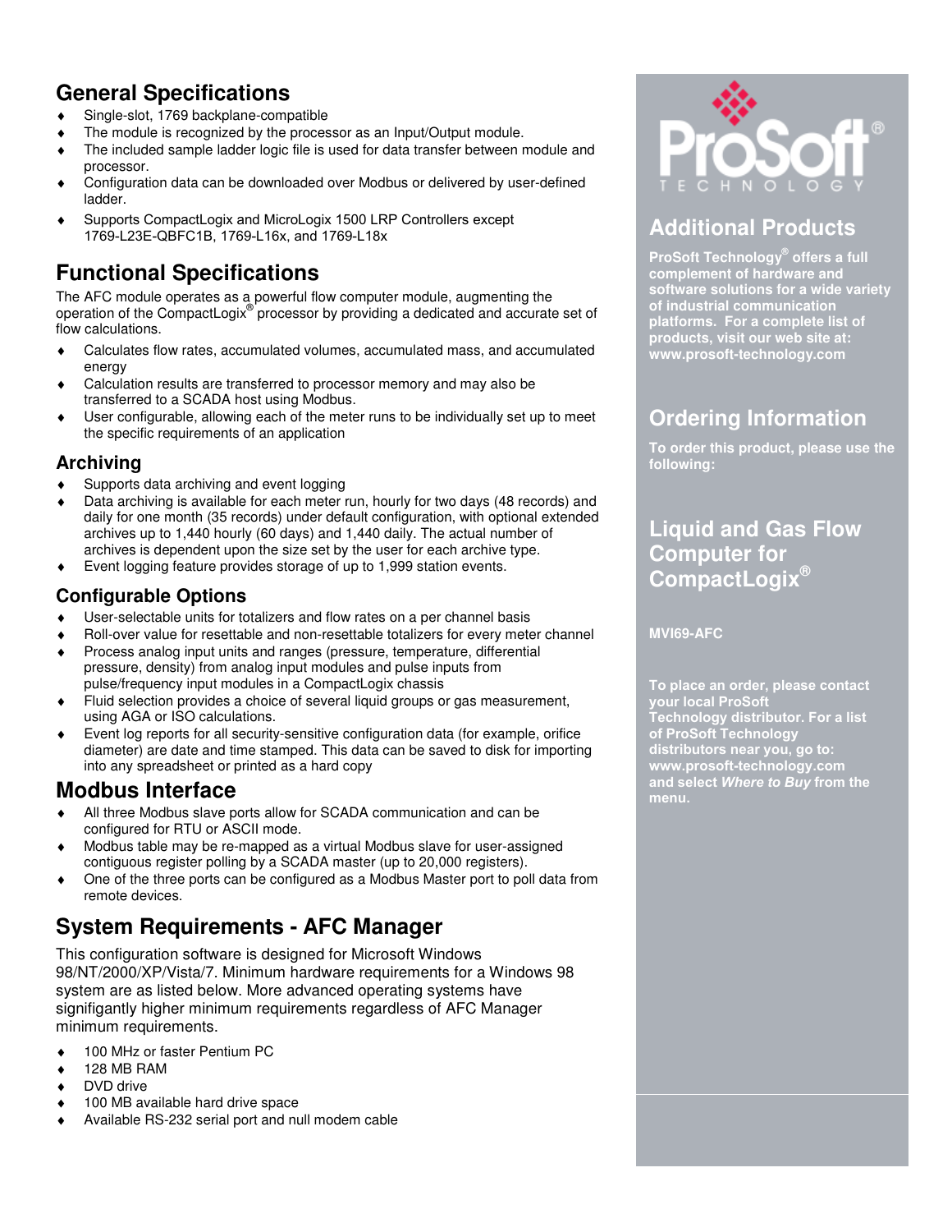## General Specifications

- Single-slot, 1769 backplane-compatible
- The module is recognized by the processor as an Input/Output module.
- The included sample ladder logic file is used for data transfer between module and processor.
- Configuration data can be downloaded over Modbus or delivered by user-defined ladder.
- Supports CompactLogix and MicroLogix 1500 LRP Controllers except 1769-L23E-QBFC1B, 1769-L16x, and 1769-L18x

## Functional Specifications

The AFC module operates as a powerful flow computer module, augmenting the operation of the CompactLogix® processor by providing a dedicated and accurate set of flow calculations.

- Calculates flow rates, accumulated volumes, accumulated mass, and accumulated energy
- Calculation results are transferred to processor memory and may also be transferred to a SCADA host using Modbus.
- User configurable, allowing each of the meter runs to be individually set up to meet the specific requirements of an application

### Archiving

- Supports data archiving and event logging
- Data archiving is available for each meter run, hourly for two days (48 records) and daily for one month (35 records) under default configuration, with optional extended archives up to 1,440 hourly (60 days) and 1,440 daily. The actual number of archives is dependent upon the size set by the user for each archive type.
- Event logging feature provides storage of up to 1,999 station events.

### Configurable Options

- User-selectable units for totalizers and flow rates on a per channel basis
- Roll-over value for resettable and non-resettable totalizers for every meter channel
- Process analog input units and ranges (pressure, temperature, differential pressure, density) from analog input modules and pulse inputs from pulse/frequency input modules in a CompactLogix chassis
- Fluid selection provides a choice of several liquid groups or gas measurement, using AGA or ISO calculations.
- Event log reports for all security-sensitive configuration data (for example, orifice diameter) are date and time stamped. This data can be saved to disk for importing into any spreadsheet or printed as a hard copy

## Modbus Interface

- All three Modbus slave ports allow for SCADA communication and can be configured for RTU or ASCII mode.
- Modbus table may be re-mapped as a virtual Modbus slave for user-assigned contiguous register polling by a SCADA master (up to 20,000 registers).
- One of the three ports can be configured as a Modbus Master port to poll data from remote devices.

## System Requirements - AFC Manager

This configuration software is designed for Microsoft Windows 98/NT/2000/XP/Vista/7. Minimum hardware requirements for a Windows 98 system are as listed below. More advanced operating systems have signifigantly higher minimum requirements regardless of AFC Manager minimum requirements.

- 100 MHz or faster Pentium PC
- 128 MB RAM
- DVD drive
- 100 MB available hard drive space
- Available RS-232 serial port and null modem cable

ProSoft® TECHNOLOGY

## Additional Products

**ProSoft Technology® offers a full complement of hardware and software solutions for a wide variety of industrial communication platforms. For a complete list of products, visit our web site at: www.prosoft-technology.com**

## Ordering Information

**To order this product, please use the following:**

## Liquid and Gas Flow Computer for CompactLogix®

**MVI69-AFC**

**To place an order, please contact your local ProSoft Technology distributor. For a list of ProSoft Technology distributors near you, go to: www.prosoft-technology.com and select *Where to Buy* from the menu.**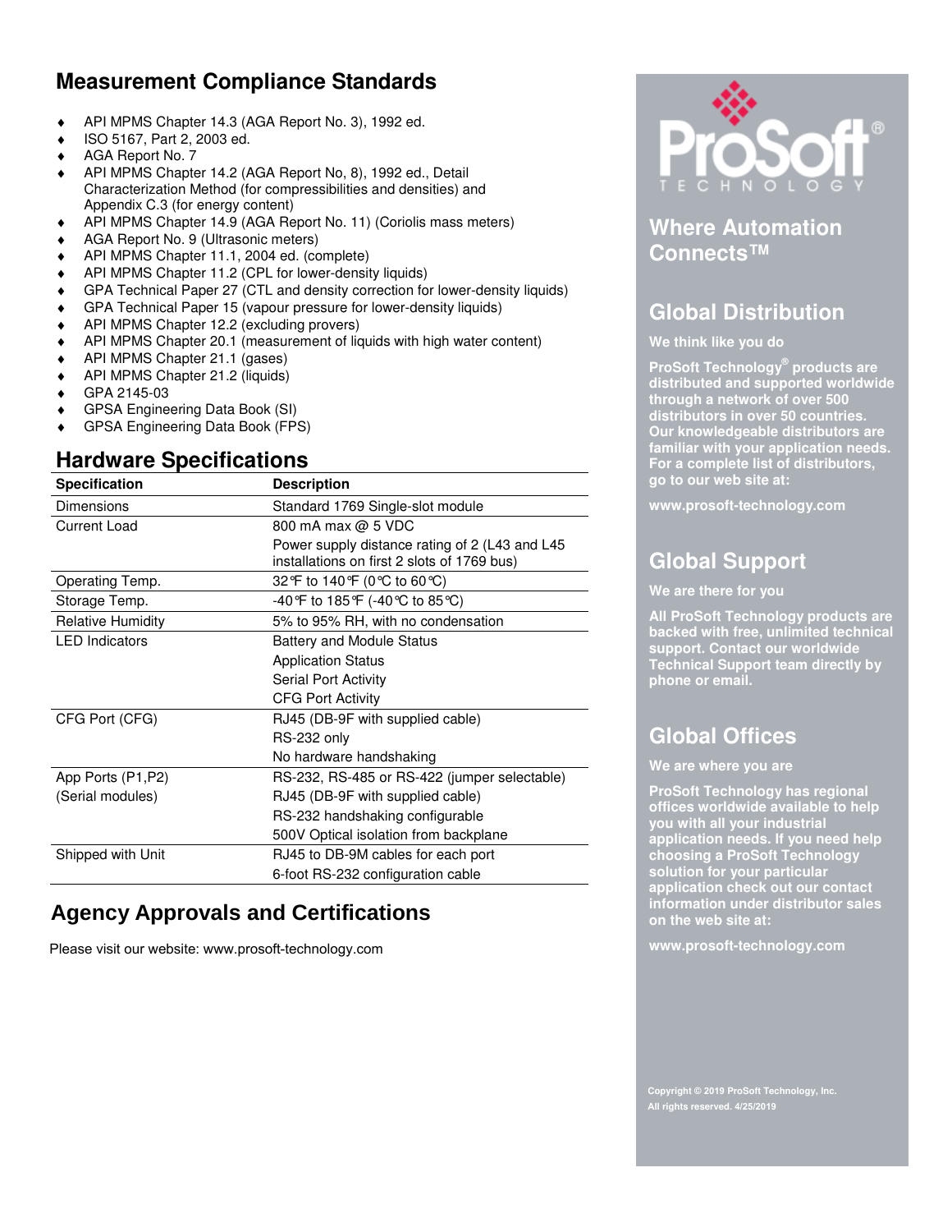## Measurement Compliance Standards

- API MPMS Chapter 14.3 (AGA Report No. 3), 1992 ed.
- ISO 5167, Part 2, 2003 ed.
- AGA Report No. 7
- API MPMS Chapter 14.2 (AGA Report No, 8), 1992 ed., Detail Characterization Method (for compressibilities and densities) and Appendix C.3 (for energy content)
- API MPMS Chapter 14.9 (AGA Report No. 11) (Coriolis mass meters)
- AGA Report No. 9 (Ultrasonic meters)
- API MPMS Chapter 11.1, 2004 ed. (complete)
- API MPMS Chapter 11.2 (CPL for lower-density liquids)
- GPA Technical Paper 27 (CTL and density correction for lower-density liquids)
- GPA Technical Paper 15 (vapour pressure for lower-density liquids)
- API MPMS Chapter 12.2 (excluding provers)
- API MPMS Chapter 20.1 (measurement of liquids with high water content)
- API MPMS Chapter 21.1 (gases)
- API MPMS Chapter 21.2 (liquids)
- GPA 2145-03
- GPSA Engineering Data Book (SI)
- GPSA Engineering Data Book (FPS)

## Hardware Specifications

| Specification | Description |
|---|---|
| Dimensions | Standard 1769 Single-slot module |
| Current Load | 800 mA max @ 5 VDC<br>Power supply distance rating of 2 (L43 and L45 installations on first 2 slots of 1769 bus) |
| Operating Temp. | 32°F to 140°F (0°C to 60°C) |
| Storage Temp. | -40°F to 185°F (-40°C to 85°C) |
| Relative Humidity | 5% to 95% RH, with no condensation |
| LED Indicators | Battery and Module Status<br>Application Status<br>Serial Port Activity<br>CFG Port Activity |
| CFG Port (CFG) | RJ45 (DB-9F with supplied cable)<br>RS-232 only<br>No hardware handshaking |
| App Ports (P1,P2)<br>(Serial modules) | RS-232, RS-485 or RS-422 (jumper selectable)<br>RJ45 (DB-9F with supplied cable)<br>RS-232 handshaking configurable<br>500V Optical isolation from backplane |
| Shipped with Unit | RJ45 to DB-9M cables for each port<br>6-foot RS-232 configuration cable |

## Agency Approvals and Certifications

Please visit our website: www.prosoft-technology.com

ProSoft® TECHNOLOGY

## Where Automation Connects™

## Global Distribution

**We think like you do**

**ProSoft Technology® products are distributed and supported worldwide through a network of over 500 distributors in over 50 countries. Our knowledgeable distributors are familiar with your application needs. For a complete list of distributors, go to our web site at:**

**www.prosoft-technology.com**

## Global Support

**We are there for you**

**All ProSoft Technology products are backed with free, unlimited technical support. Contact our worldwide Technical Support team directly by phone or email.**

## Global Offices

**We are where you are**

**ProSoft Technology has regional offices worldwide available to help you with all your industrial application needs. If you need help choosing a ProSoft Technology solution for your particular application check out our contact information under distributor sales on the web site at:**

**www.prosoft-technology.com**

Copyright © 2019 ProSoft Technology, Inc.
All rights reserved. 4/25/2019